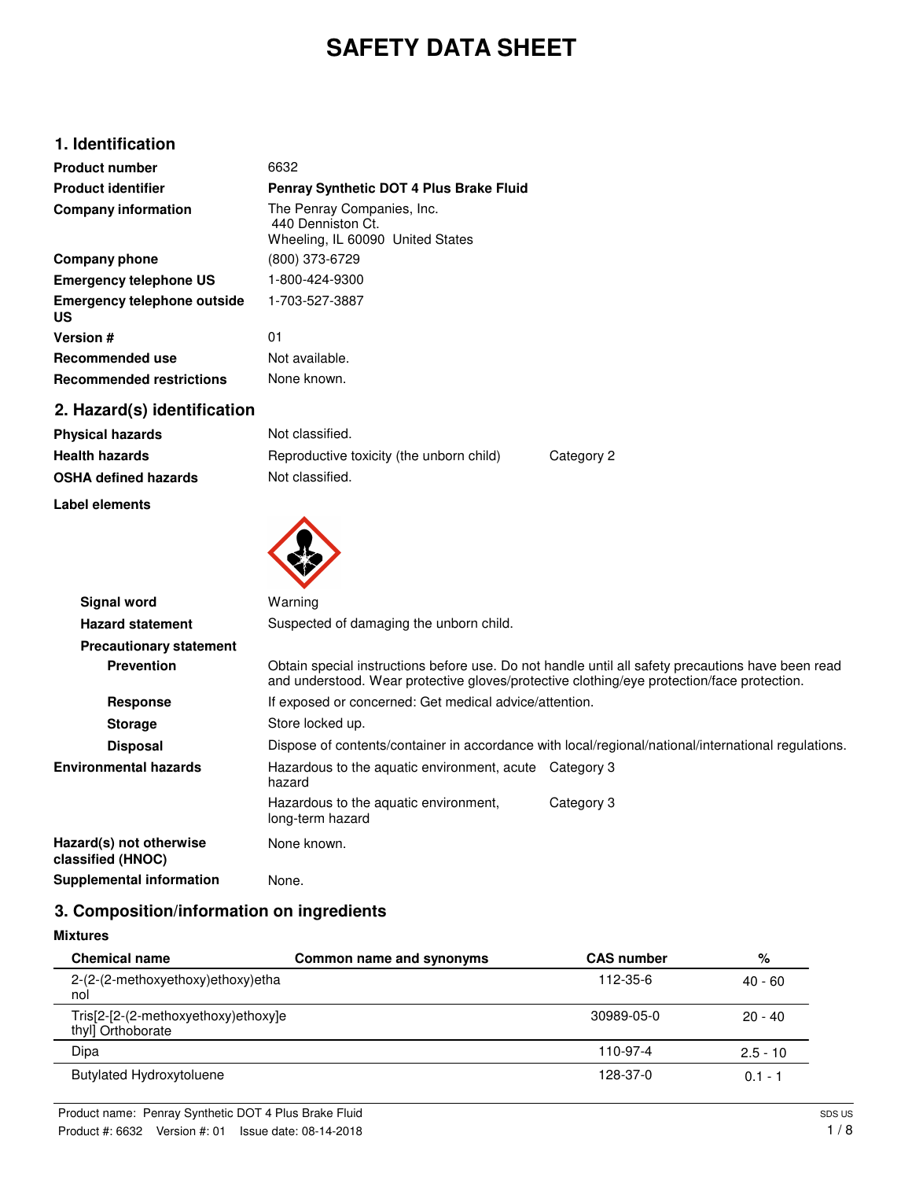# SAFETY DATA SHEET

## 1. Identification

| | |
|---|---|
| **Product number** | 6632 |
| **Product identifier** | **Penray Synthetic DOT 4 Plus Brake Fluid** |
| **Company information** | The Penray Companies, Inc.<br>440 Denniston Ct.<br>Wheeling, IL 60090 United States |
| **Company phone** | (800) 373-6729 |
| **Emergency telephone US** | 1-800-424-9300 |
| **Emergency telephone outside US** | 1-703-527-3887 |
| **Version #** | 01 |
| **Recommended use** | Not available. |
| **Recommended restrictions** | None known. |

## 2. Hazard(s) identification

| | | |
|---|---|---|
| **Physical hazards** | Not classified. | |
| **Health hazards** | Reproductive toxicity (the unborn child) | Category 2 |
| **OSHA defined hazards** | Not classified. | |

**Label elements**

**Signal word** Warning

**Hazard statement** Suspected of damaging the unborn child.

**Precautionary statement**

**Prevention** Obtain special instructions before use. Do not handle until all safety precautions have been read and understood. Wear protective gloves/protective clothing/eye protection/face protection.

**Response** If exposed or concerned: Get medical advice/attention.

**Storage** Store locked up.

**Disposal** Dispose of contents/container in accordance with local/regional/national/international regulations.

| | | |
|---|---|---|
| **Environmental hazards** | Hazardous to the aquatic environment, acute hazard | Category 3 |
| | Hazardous to the aquatic environment, long-term hazard | Category 3 |
| **Hazard(s) not otherwise classified (HNOC)** | None known. | |
| **Supplemental information** | None. | |

## 3. Composition/information on ingredients

**Mixtures**

| Chemical name | Common name and synonyms | CAS number | % |
|---|---|---|---|
| 2-(2-(2-methoxyethoxy)ethoxy)ethanol | | 112-35-6 | 40 - 60 |
| Tris[2-[2-(2-methoxyethoxy)ethoxy]ethyl] Orthoborate | | 30989-05-0 | 20 - 40 |
| Dipa | | 110-97-4 | 2.5 - 10 |
| Butylated Hydroxytoluene | | 128-37-0 | 0.1 - 1 |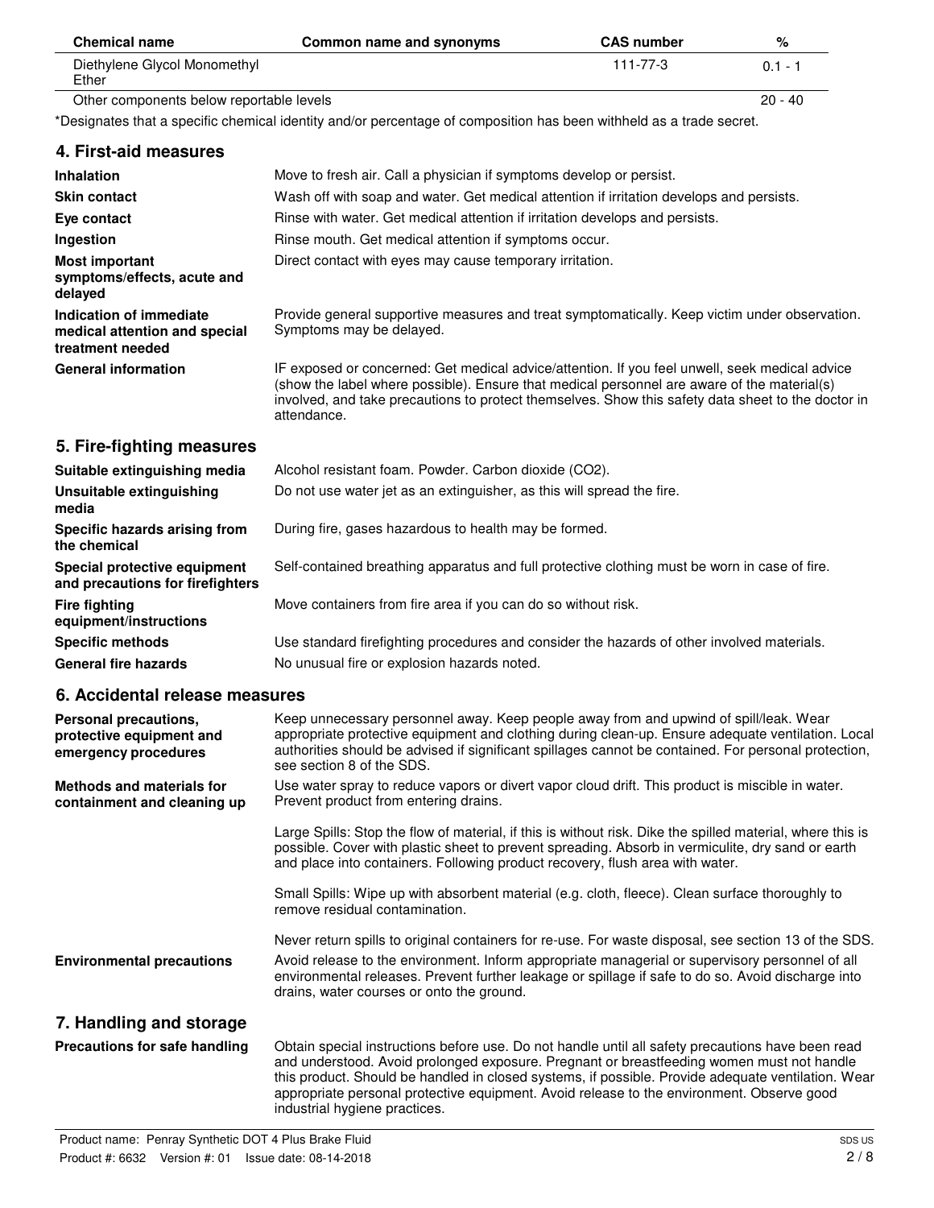| Chemical name | Common name and synonyms | CAS number | % |
| --- | --- | --- | --- |
| Diethylene Glycol Monomethyl Ether | | 111-77-3 | 0.1 - 1 |
| Other components below reportable levels | | | 20 - 40 |

*Designates that a specific chemical identity and/or percentage of composition has been withheld as a trade secret.

## 4. First-aid measures

**Inhalation**
Move to fresh air. Call a physician if symptoms develop or persist.

**Skin contact**
Wash off with soap and water. Get medical attention if irritation develops and persists.

**Eye contact**
Rinse with water. Get medical attention if irritation develops and persists.

**Ingestion**
Rinse mouth. Get medical attention if symptoms occur.

**Most important symptoms/effects, acute and delayed**
Direct contact with eyes may cause temporary irritation.

**Indication of immediate medical attention and special treatment needed**
Provide general supportive measures and treat symptomatically. Keep victim under observation. Symptoms may be delayed.

**General information**
IF exposed or concerned: Get medical advice/attention. If you feel unwell, seek medical advice (show the label where possible). Ensure that medical personnel are aware of the material(s) involved, and take precautions to protect themselves. Show this safety data sheet to the doctor in attendance.

## 5. Fire-fighting measures

**Suitable extinguishing media**
Alcohol resistant foam. Powder. Carbon dioxide ($CO_2$).

**Unsuitable extinguishing media**
Do not use water jet as an extinguisher, as this will spread the fire.

**Specific hazards arising from the chemical**
During fire, gases hazardous to health may be formed.

**Special protective equipment and precautions for firefighters**
Self-contained breathing apparatus and full protective clothing must be worn in case of fire.

**Fire fighting equipment/instructions**
Move containers from fire area if you can do so without risk.

**Specific methods**
Use standard firefighting procedures and consider the hazards of other involved materials.

**General fire hazards**
No unusual fire or explosion hazards noted.

## 6. Accidental release measures

**Personal precautions, protective equipment and emergency procedures**
Keep unnecessary personnel away. Keep people away from and upwind of spill/leak. Wear appropriate protective equipment and clothing during clean-up. Ensure adequate ventilation. Local authorities should be advised if significant spillages cannot be contained. For personal protection, see section 8 of the SDS.

**Methods and materials for containment and cleaning up**
Use water spray to reduce vapors or divert vapor cloud drift. This product is miscible in water. Prevent product from entering drains.

Large Spills: Stop the flow of material, if this is without risk. Dike the spilled material, where this is possible. Cover with plastic sheet to prevent spreading. Absorb in vermiculite, dry sand or earth and place into containers. Following product recovery, flush area with water.

Small Spills: Wipe up with absorbent material (e.g. cloth, fleece). Clean surface thoroughly to remove residual contamination.

Never return spills to original containers for re-use. For waste disposal, see section 13 of the SDS.

**Environmental precautions**
Avoid release to the environment. Inform appropriate managerial or supervisory personnel of all environmental releases. Prevent further leakage or spillage if safe to do so. Avoid discharge into drains, water courses or onto the ground.

## 7. Handling and storage

**Precautions for safe handling**
Obtain special instructions before use. Do not handle until all safety precautions have been read and understood. Avoid prolonged exposure. Pregnant or breastfeeding women must not handle this product. Should be handled in closed systems, if possible. Provide adequate ventilation. Wear appropriate personal protective equipment. Avoid release to the environment. Observe good industrial hygiene practices.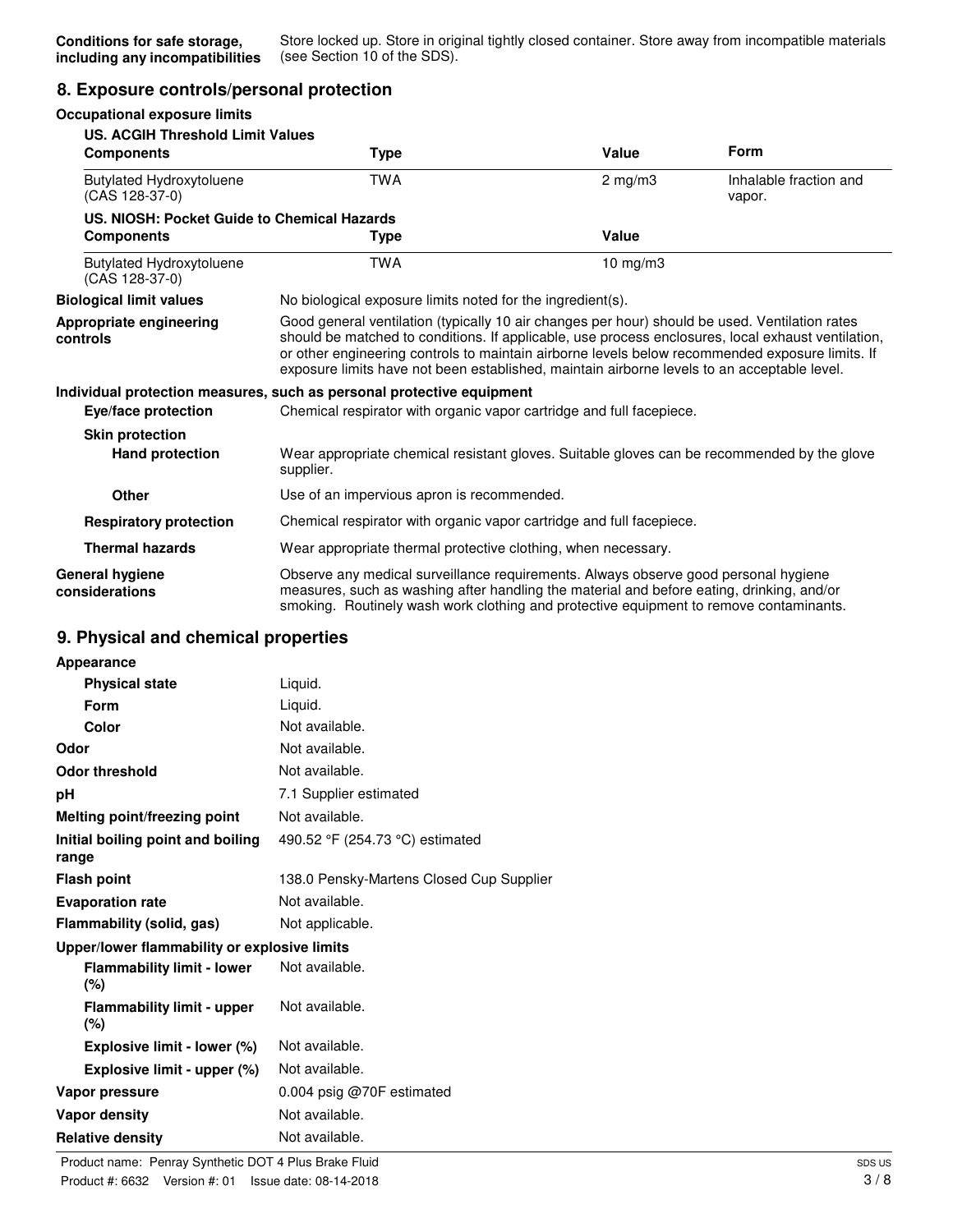**Conditions for safe storage, including any incompatibilities** Store locked up. Store in original tightly closed container. Store away from incompatible materials (see Section 10 of the SDS).

## 8. Exposure controls/personal protection

**Occupational exposure limits**

**US. ACGIH Threshold Limit Values**

| Components | Type | Value | Form |
|---|---|---|---|
| Butylated Hydroxytoluene (CAS 128-37-0) | TWA | 2 mg/m3 | Inhalable fraction and vapor. |

**US. NIOSH: Pocket Guide to Chemical Hazards**

| Components | Type | Value |
|---|---|---|
| Butylated Hydroxytoluene (CAS 128-37-0) | TWA | 10 mg/m3 |

**Biological limit values** No biological exposure limits noted for the ingredient(s).

**Appropriate engineering controls** Good general ventilation (typically 10 air changes per hour) should be used. Ventilation rates should be matched to conditions. If applicable, use process enclosures, local exhaust ventilation, or other engineering controls to maintain airborne levels below recommended exposure limits. If exposure limits have not been established, maintain airborne levels to an acceptable level.

**Individual protection measures, such as personal protective equipment**

**Eye/face protection** Chemical respirator with organic vapor cartridge and full facepiece.

**Skin protection**

**Hand protection** Wear appropriate chemical resistant gloves. Suitable gloves can be recommended by the glove supplier.

**Other** Use of an impervious apron is recommended.

**Respiratory protection** Chemical respirator with organic vapor cartridge and full facepiece.

**Thermal hazards** Wear appropriate thermal protective clothing, when necessary.

**General hygiene considerations** Observe any medical surveillance requirements. Always observe good personal hygiene measures, such as washing after handling the material and before eating, drinking, and/or smoking. Routinely wash work clothing and protective equipment to remove contaminants.

## 9. Physical and chemical properties

**Appearance**

| | |
|---|---|
| **Physical state** | Liquid. |
| **Form** | Liquid. |
| **Color** | Not available. |
| **Odor** | Not available. |
| **Odor threshold** | Not available. |
| **pH** | 7.1 Supplier estimated |
| **Melting point/freezing point** | Not available. |
| **Initial boiling point and boiling range** | 490.52 °F (254.73 °C) estimated |
| **Flash point** | 138.0 Pensky-Martens Closed Cup Supplier |
| **Evaporation rate** | Not available. |
| **Flammability (solid, gas)** | Not applicable. |

**Upper/lower flammability or explosive limits**

| | |
|---|---|
| **Flammability limit - lower (%)** | Not available. |
| **Flammability limit - upper (%)** | Not available. |
| **Explosive limit - lower (%)** | Not available. |
| **Explosive limit - upper (%)** | Not available. |
| **Vapor pressure** | 0.004 psig @70F estimated |
| **Vapor density** | Not available. |
| **Relative density** | Not available. |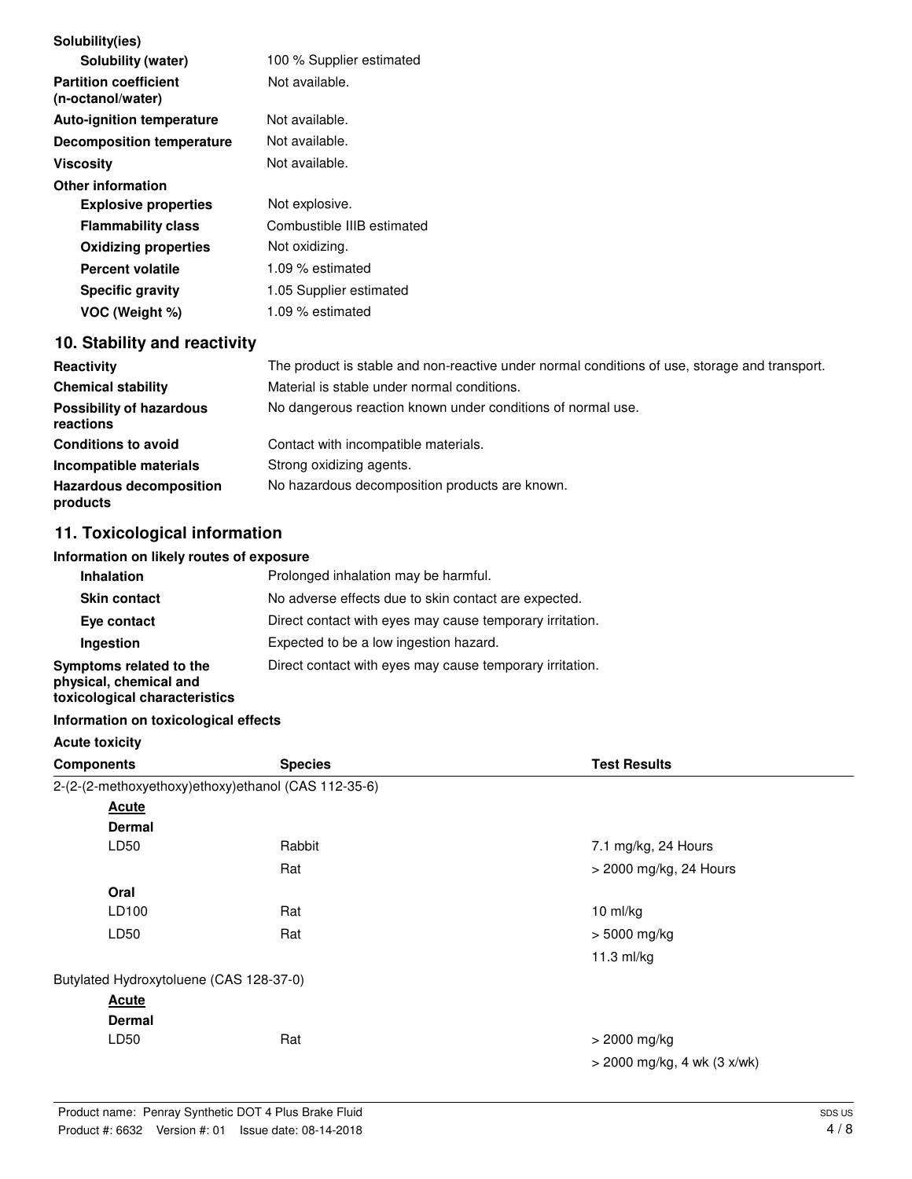| | |
|---|---|
| **Solubility(ies)** | |
| **Solubility (water)** | 100 % Supplier estimated |
| **Partition coefficient (n-octanol/water)** | Not available. |
| **Auto-ignition temperature** | Not available. |
| **Decomposition temperature** | Not available. |
| **Viscosity** | Not available. |
| **Other information** | |
| **Explosive properties** | Not explosive. |
| **Flammability class** | Combustible IIIB estimated |
| **Oxidizing properties** | Not oxidizing. |
| **Percent volatile** | 1.09 % estimated |
| **Specific gravity** | 1.05 Supplier estimated |
| **VOC (Weight %)** | 1.09 % estimated |

## 10. Stability and reactivity

| | |
|---|---|
| **Reactivity** | The product is stable and non-reactive under normal conditions of use, storage and transport. |
| **Chemical stability** | Material is stable under normal conditions. |
| **Possibility of hazardous reactions** | No dangerous reaction known under conditions of normal use. |
| **Conditions to avoid** | Contact with incompatible materials. |
| **Incompatible materials** | Strong oxidizing agents. |
| **Hazardous decomposition products** | No hazardous decomposition products are known. |

## 11. Toxicological information

**Information on likely routes of exposure**

| | |
|---|---|
| **Inhalation** | Prolonged inhalation may be harmful. |
| **Skin contact** | No adverse effects due to skin contact are expected. |
| **Eye contact** | Direct contact with eyes may cause temporary irritation. |
| **Ingestion** | Expected to be a low ingestion hazard. |
| **Symptoms related to the physical, chemical and toxicological characteristics** | Direct contact with eyes may cause temporary irritation. |

**Information on toxicological effects**

**Acute toxicity**

| Components | Species | Test Results |
|---|---|---|
| 2-(2-(2-methoxyethoxy)ethoxy)ethanol (CAS 112-35-6) | | |
| **Acute** | | |
| **Dermal** | | |
| LD50 | Rabbit | 7.1 mg/kg, 24 Hours |
| | Rat | > 2000 mg/kg, 24 Hours |
| **Oral** | | |
| LD100 | Rat | 10 ml/kg |
| LD50 | Rat | > 5000 mg/kg |
| | | 11.3 ml/kg |
| Butylated Hydroxytoluene (CAS 128-37-0) | | |
| **Acute** | | |
| **Dermal** | | |
| LD50 | Rat | > 2000 mg/kg |
| | | > 2000 mg/kg, 4 wk (3 x/wk) |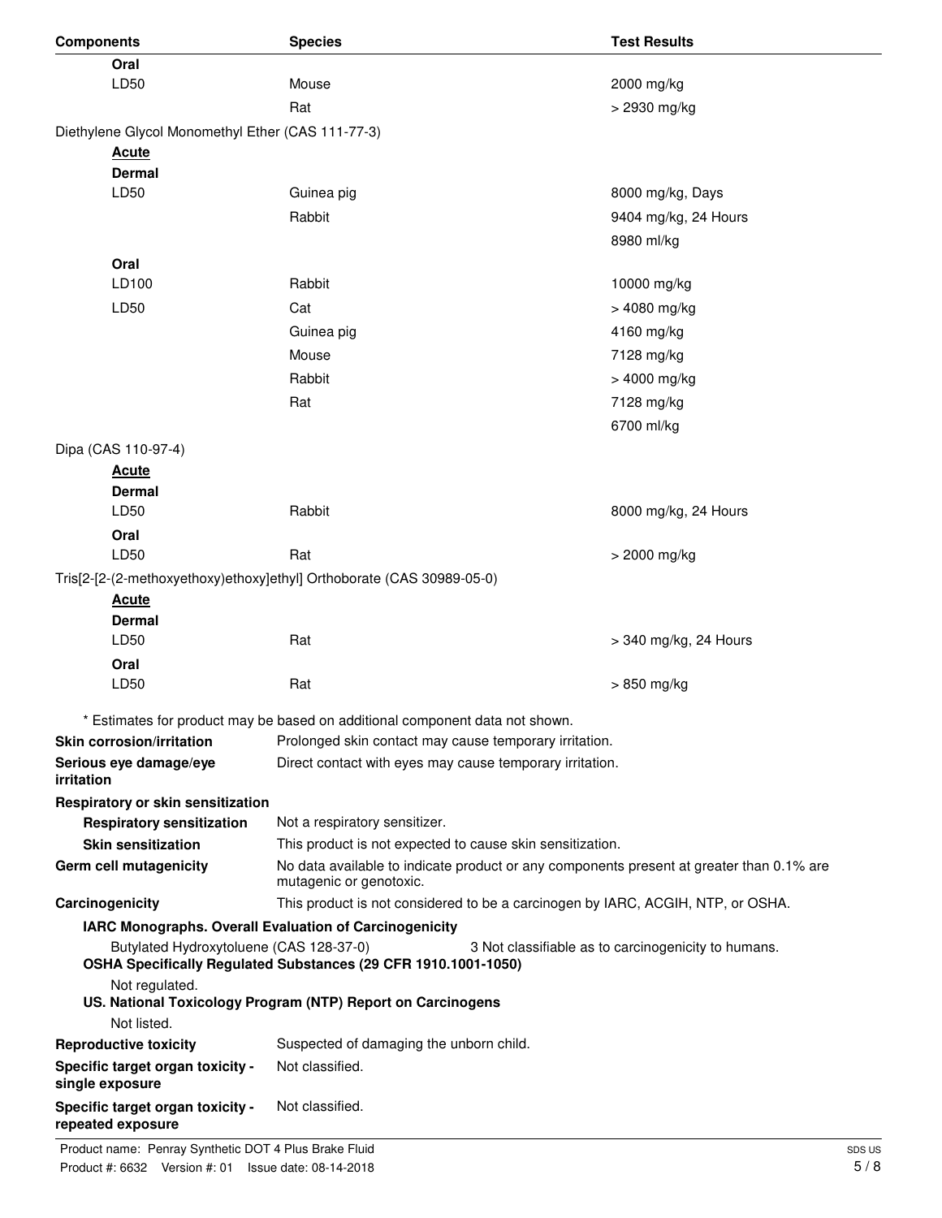| Components | Species | Test Results |
|---|---|---|
| **Oral** | | |
| LD50 | Mouse | 2000 mg/kg |
| | Rat | > 2930 mg/kg |
| Diethylene Glycol Monomethyl Ether (CAS 111-77-3) | | |
| **Acute** | | |
| **Dermal** | | |
| LD50 | Guinea pig | 8000 mg/kg, Days |
| | Rabbit | 9404 mg/kg, 24 Hours |
| | | 8980 ml/kg |
| **Oral** | | |
| LD100 | Rabbit | 10000 mg/kg |
| LD50 | Cat | > 4080 mg/kg |
| | Guinea pig | 4160 mg/kg |
| | Mouse | 7128 mg/kg |
| | Rabbit | > 4000 mg/kg |
| | Rat | 7128 mg/kg |
| | | 6700 ml/kg |
| Dipa (CAS 110-97-4) | | |
| **Acute** | | |
| **Dermal** | | |
| LD50 | Rabbit | 8000 mg/kg, 24 Hours |
| **Oral** | | |
| LD50 | Rat | > 2000 mg/kg |
| Tris[2-[2-(2-methoxyethoxy)ethoxy]ethyl] Orthoborate (CAS 30989-05-0) | | |
| **Acute** | | |
| **Dermal** | | |
| LD50 | Rat | > 340 mg/kg, 24 Hours |
| **Oral** | | |
| LD50 | Rat | > 850 mg/kg |

* Estimates for product may be based on additional component data not shown.

**Skin corrosion/irritation** Prolonged skin contact may cause temporary irritation.

**Serious eye damage/eye irritation** Direct contact with eyes may cause temporary irritation.

**Respiratory or skin sensitization**

**Respiratory sensitization** Not a respiratory sensitizer.

**Skin sensitization** This product is not expected to cause skin sensitization.

**Germ cell mutagenicity** No data available to indicate product or any components present at greater than 0.1% are mutagenic or genotoxic.

**Carcinogenicity** This product is not considered to be a carcinogen by IARC, ACGIH, NTP, or OSHA.

**IARC Monographs. Overall Evaluation of Carcinogenicity**

Butylated Hydroxytoluene (CAS 128-37-0) 3 Not classifiable as to carcinogenicity to humans.

**OSHA Specifically Regulated Substances (29 CFR 1910.1001-1050)**

Not regulated.

**US. National Toxicology Program (NTP) Report on Carcinogens**

Not listed.

**Reproductive toxicity** Suspected of damaging the unborn child.

**Specific target organ toxicity - single exposure** Not classified.

**Specific target organ toxicity - repeated exposure** Not classified.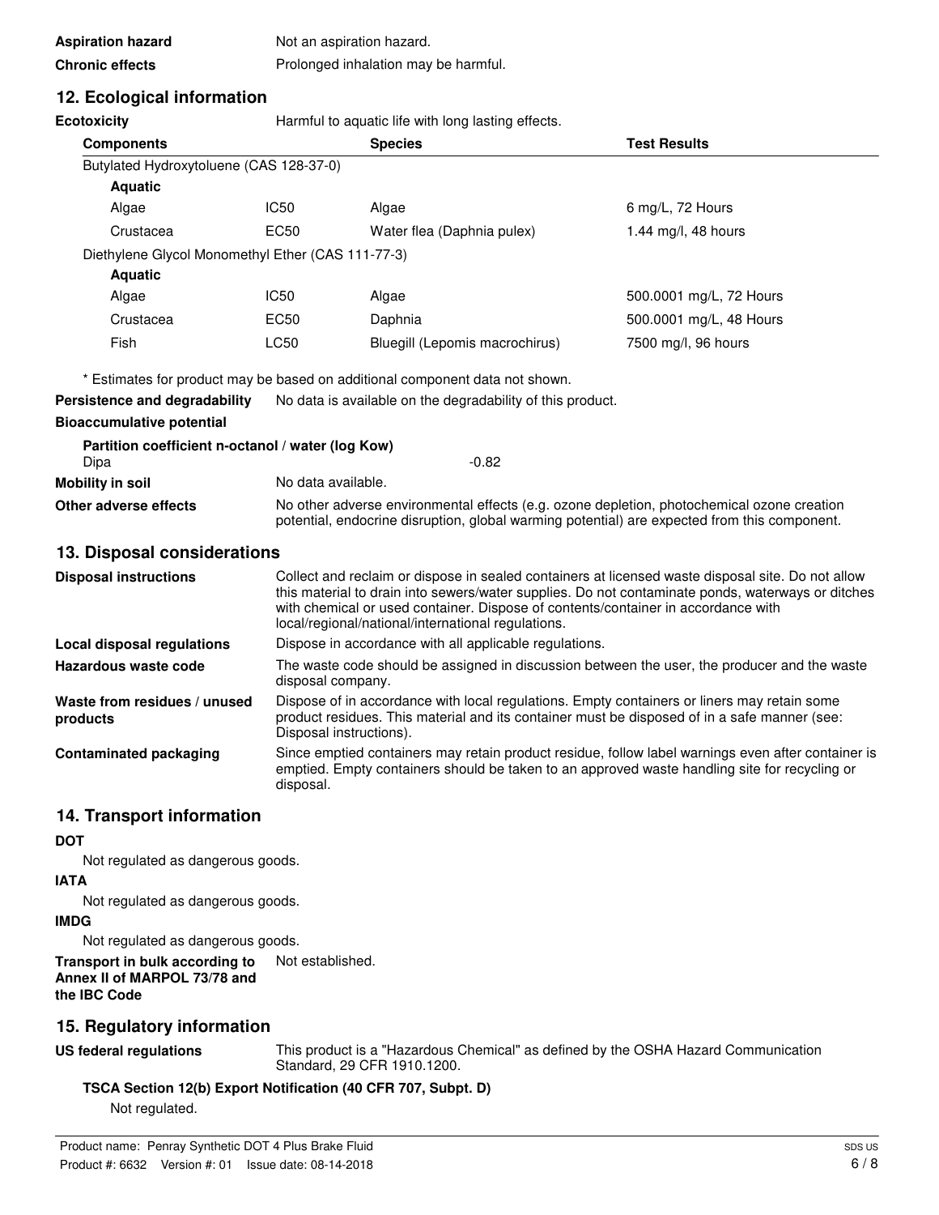**Aspiration hazard** Not an aspiration hazard.

**Chronic effects** Prolonged inhalation may be harmful.

## 12. Ecological information

**Ecotoxicity** Harmful to aquatic life with long lasting effects.

| Components | | Species | Test Results |
|---|---|---|---|
| Butylated Hydroxytoluene (CAS 128-37-0) | | | |
| **Aquatic** | | | |
| Algae | IC50 | Algae | 6 mg/L, 72 Hours |
| Crustacea | EC50 | Water flea (Daphnia pulex) | 1.44 mg/l, 48 hours |
| Diethylene Glycol Monomethyl Ether (CAS 111-77-3) | | | |
| **Aquatic** | | | |
| Algae | IC50 | Algae | 500.0001 mg/L, 72 Hours |
| Crustacea | EC50 | Daphnia | 500.0001 mg/L, 48 Hours |
| Fish | LC50 | Bluegill (Lepomis macrochirus) | 7500 mg/l, 96 hours |

* Estimates for product may be based on additional component data not shown.

**Persistence and degradability** No data is available on the degradability of this product.

**Bioaccumulative potential**

**Partition coefficient n-octanol / water (log Kow)**

Dipa -0.82

**Mobility in soil** No data available.

**Other adverse effects** No other adverse environmental effects (e.g. ozone depletion, photochemical ozone creation potential, endocrine disruption, global warming potential) are expected from this component.

## 13. Disposal considerations

**Disposal instructions** Collect and reclaim or dispose in sealed containers at licensed waste disposal site. Do not allow this material to drain into sewers/water supplies. Do not contaminate ponds, waterways or ditches with chemical or used container. Dispose of contents/container in accordance with local/regional/national/international regulations.

**Local disposal regulations** Dispose in accordance with all applicable regulations.

**Hazardous waste code** The waste code should be assigned in discussion between the user, the producer and the waste disposal company.

**Waste from residues / unused products** Dispose of in accordance with local regulations. Empty containers or liners may retain some product residues. This material and its container must be disposed of in a safe manner (see: Disposal instructions).

**Contaminated packaging** Since emptied containers may retain product residue, follow label warnings even after container is emptied. Empty containers should be taken to an approved waste handling site for recycling or disposal.

## 14. Transport information

**DOT**

Not regulated as dangerous goods.

**IATA**

Not regulated as dangerous goods.

**IMDG**

Not regulated as dangerous goods.

**Transport in bulk according to Annex II of MARPOL 73/78 and the IBC Code** Not established.

## 15. Regulatory information

**US federal regulations** This product is a "Hazardous Chemical" as defined by the OSHA Hazard Communication Standard, 29 CFR 1910.1200.

**TSCA Section 12(b) Export Notification (40 CFR 707, Subpt. D)**

Not regulated.

Product name: Penray Synthetic DOT 4 Plus Brake Fluid

Product #: 6632 Version #: 01 Issue date: 08-14-2018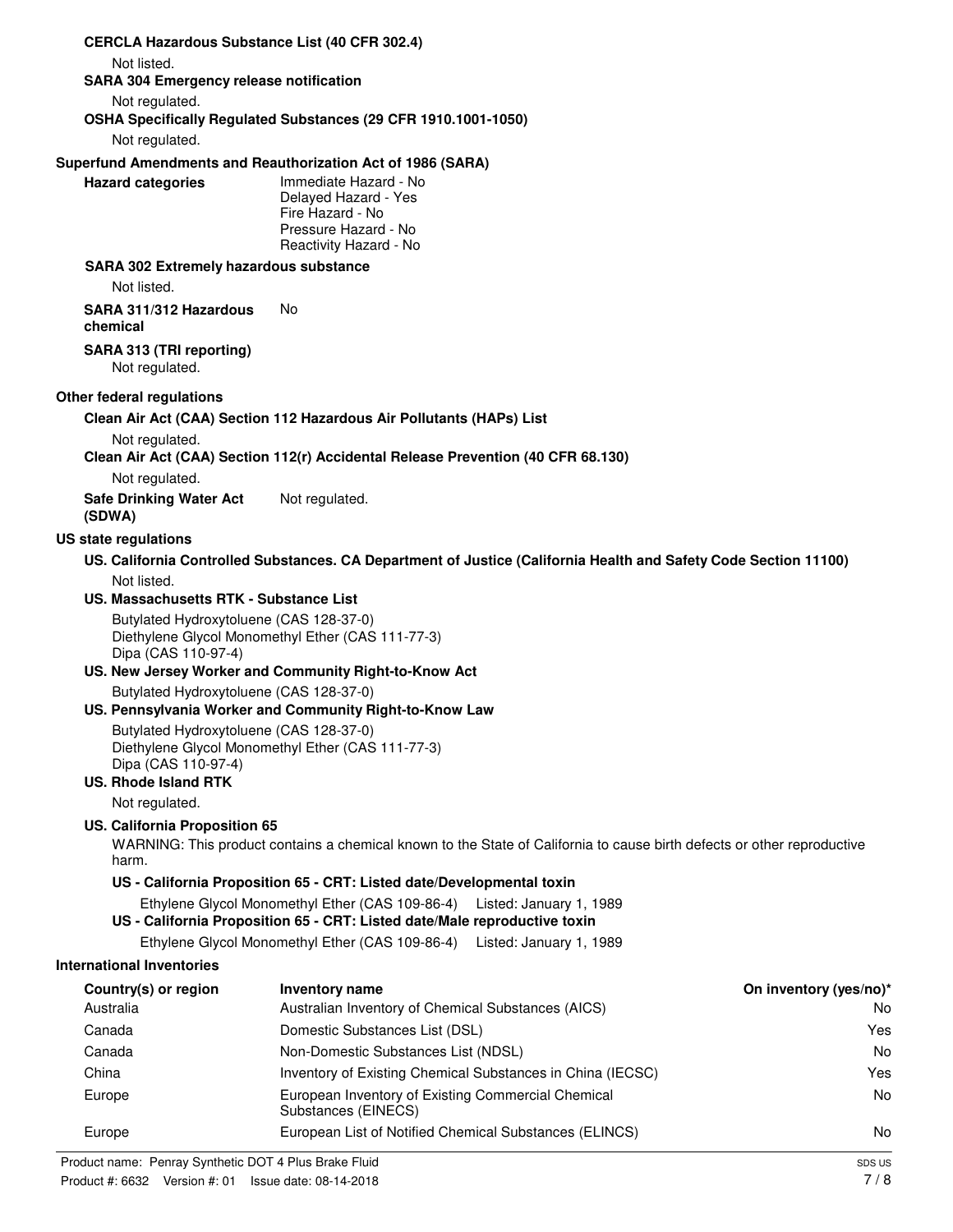**CERCLA Hazardous Substance List (40 CFR 302.4)**

Not listed.

**SARA 304 Emergency release notification**

Not regulated.

**OSHA Specifically Regulated Substances (29 CFR 1910.1001-1050)**

Not regulated.

**Superfund Amendments and Reauthorization Act of 1986 (SARA)**

**Hazard categories**
Immediate Hazard - No
Delayed Hazard - Yes
Fire Hazard - No
Pressure Hazard - No
Reactivity Hazard - No

**SARA 302 Extremely hazardous substance**

Not listed.

**SARA 311/312 Hazardous chemical** No

**SARA 313 (TRI reporting)**

Not regulated.

**Other federal regulations**

**Clean Air Act (CAA) Section 112 Hazardous Air Pollutants (HAPs) List**

Not regulated.

**Clean Air Act (CAA) Section 112(r) Accidental Release Prevention (40 CFR 68.130)**

Not regulated.

**Safe Drinking Water Act (SDWA)** Not regulated.

**US state regulations**

**US. California Controlled Substances. CA Department of Justice (California Health and Safety Code Section 11100)**

Not listed.

**US. Massachusetts RTK - Substance List**

Butylated Hydroxytoluene (CAS 128-37-0)
Diethylene Glycol Monomethyl Ether (CAS 111-77-3)
Dipa (CAS 110-97-4)

**US. New Jersey Worker and Community Right-to-Know Act**

Butylated Hydroxytoluene (CAS 128-37-0)

**US. Pennsylvania Worker and Community Right-to-Know Law**

Butylated Hydroxytoluene (CAS 128-37-0)
Diethylene Glycol Monomethyl Ether (CAS 111-77-3)
Dipa (CAS 110-97-4)

**US. Rhode Island RTK**

Not regulated.

**US. California Proposition 65**

WARNING: This product contains a chemical known to the State of California to cause birth defects or other reproductive harm.

**US - California Proposition 65 - CRT: Listed date/Developmental toxin**

Ethylene Glycol Monomethyl Ether (CAS 109-86-4) Listed: January 1, 1989

**US - California Proposition 65 - CRT: Listed date/Male reproductive toxin**

Ethylene Glycol Monomethyl Ether (CAS 109-86-4) Listed: January 1, 1989

**International Inventories**

| Country(s) or region | Inventory name | On inventory (yes/no)* |
|---|---|---|
| Australia | Australian Inventory of Chemical Substances (AICS) | No |
| Canada | Domestic Substances List (DSL) | Yes |
| Canada | Non-Domestic Substances List (NDSL) | No |
| China | Inventory of Existing Chemical Substances in China (IECSC) | Yes |
| Europe | European Inventory of Existing Commercial Chemical Substances (EINECS) | No |
| Europe | European List of Notified Chemical Substances (ELINCS) | No |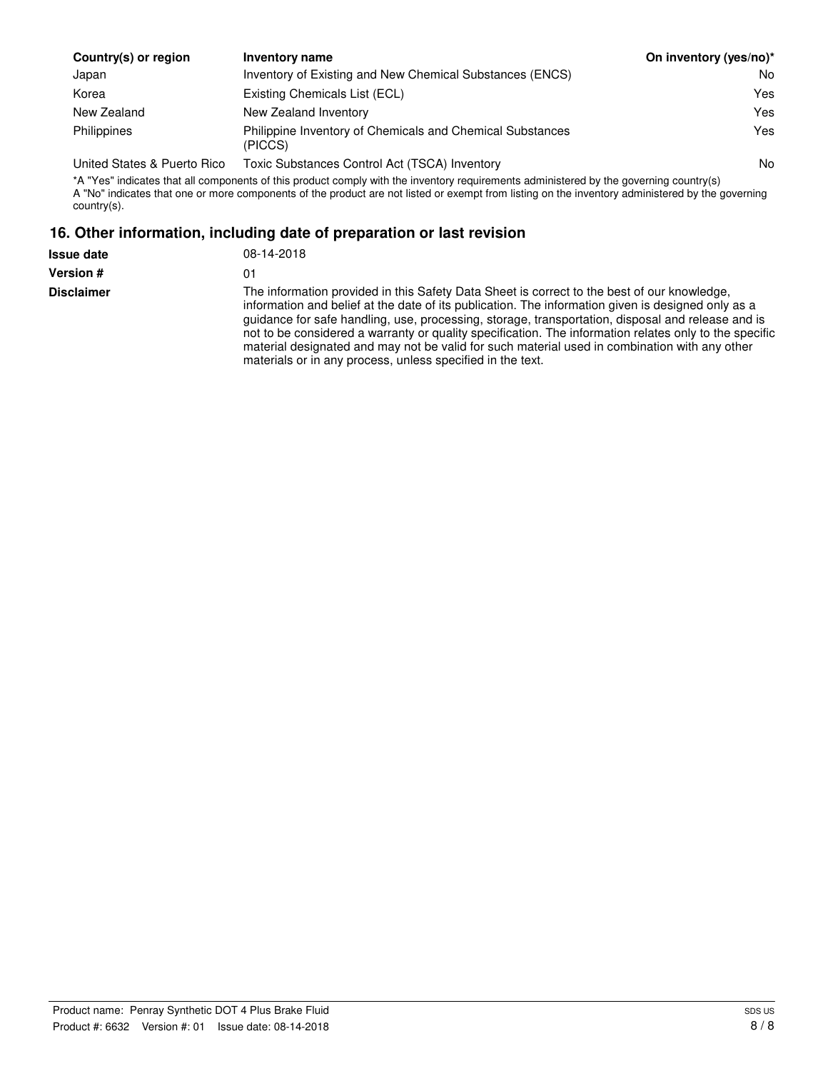| Country(s) or region | Inventory name | On inventory (yes/no)* |
|---|---|---|
| Japan | Inventory of Existing and New Chemical Substances (ENCS) | No |
| Korea | Existing Chemicals List (ECL) | Yes |
| New Zealand | New Zealand Inventory | Yes |
| Philippines | Philippine Inventory of Chemicals and Chemical Substances (PICCS) | Yes |
| United States & Puerto Rico | Toxic Substances Control Act (TSCA) Inventory | No |

*A "Yes" indicates that all components of this product comply with the inventory requirements administered by the governing country(s)
A "No" indicates that one or more components of the product are not listed or exempt from listing on the inventory administered by the governing country(s).

## 16. Other information, including date of preparation or last revision

**Issue date** 08-14-2018

**Version #** 01

**Disclaimer** The information provided in this Safety Data Sheet is correct to the best of our knowledge, information and belief at the date of its publication. The information given is designed only as a guidance for safe handling, use, processing, storage, transportation, disposal and release and is not to be considered a warranty or quality specification. The information relates only to the specific material designated and may not be valid for such material used in combination with any other materials or in any process, unless specified in the text.